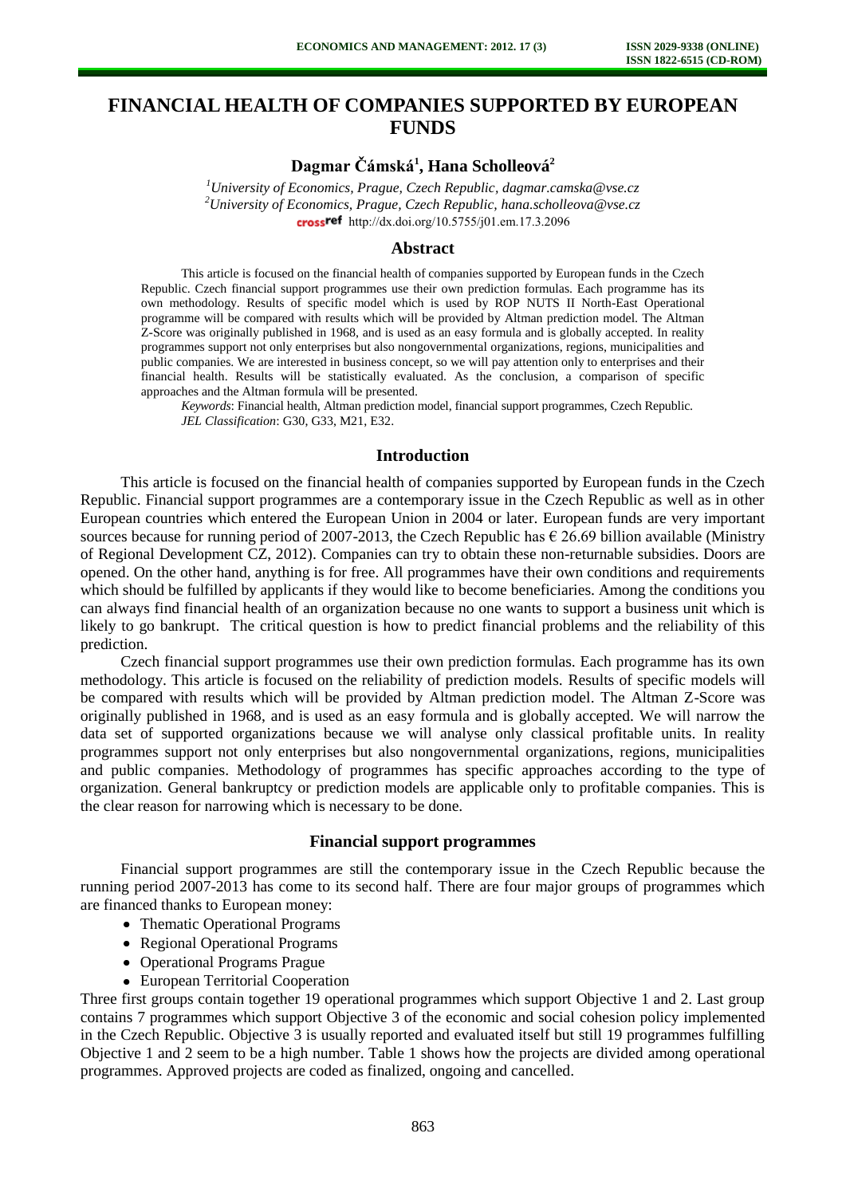# FINANCIAL HEALTH OF COMPANIES SUPPORTED BY EUROPEAN FUNDS

**Dagmar Čámská[1], Hana Scholleová[2]**

*[1]University of Economics, Prague, Czech Republic, dagmar.camska@vse.cz*
*[2]University of Economics, Prague, Czech Republic, hana.scholleova@vse.cz*
http://dx.doi.org/10.5755/j01.em.17.3.2096

## Abstract

This article is focused on the financial health of companies supported by European funds in the Czech Republic. Czech financial support programmes use their own prediction formulas. Each programme has its own methodology. Results of specific model which is used by ROP NUTS II North-East Operational programme will be compared with results which will be provided by Altman prediction model. The Altman Z-Score was originally published in 1968, and is used as an easy formula and is globally accepted. In reality programmes support not only enterprises but also nongovernmental organizations, regions, municipalities and public companies. We are interested in business concept, so we will pay attention only to enterprises and their financial health. Results will be statistically evaluated. As the conclusion, a comparison of specific approaches and the Altman formula will be presented.

*Keywords*: Financial health, Altman prediction model, financial support programmes, Czech Republic.
*JEL Classification*: G30, G33, M21, E32.

## Introduction

This article is focused on the financial health of companies supported by European funds in the Czech Republic. Financial support programmes are a contemporary issue in the Czech Republic as well as in other European countries which entered the European Union in 2004 or later. European funds are very important sources because for running period of 2007-2013, the Czech Republic has € 26.69 billion available (Ministry of Regional Development CZ, 2012). Companies can try to obtain these non-returnable subsidies. Doors are opened. On the other hand, anything is for free. All programmes have their own conditions and requirements which should be fulfilled by applicants if they would like to become beneficiaries. Among the conditions you can always find financial health of an organization because no one wants to support a business unit which is likely to go bankrupt. The critical question is how to predict financial problems and the reliability of this prediction.

Czech financial support programmes use their own prediction formulas. Each programme has its own methodology. This article is focused on the reliability of prediction models. Results of specific models will be compared with results which will be provided by Altman prediction model. The Altman Z-Score was originally published in 1968, and is used as an easy formula and is globally accepted. We will narrow the data set of supported organizations because we will analyse only classical profitable units. In reality programmes support not only enterprises but also nongovernmental organizations, regions, municipalities and public companies. Methodology of programmes has specific approaches according to the type of organization. General bankruptcy or prediction models are applicable only to profitable companies. This is the clear reason for narrowing which is necessary to be done.

## Financial support programmes

Financial support programmes are still the contemporary issue in the Czech Republic because the running period 2007-2013 has come to its second half. There are four major groups of programmes which are financed thanks to European money:

- Thematic Operational Programs
- Regional Operational Programs
- Operational Programs Prague
- European Territorial Cooperation

Three first groups contain together 19 operational programmes which support Objective 1 and 2. Last group contains 7 programmes which support Objective 3 of the economic and social cohesion policy implemented in the Czech Republic. Objective 3 is usually reported and evaluated itself but still 19 programmes fulfilling Objective 1 and 2 seem to be a high number. Table 1 shows how the projects are divided among operational programmes. Approved projects are coded as finalized, ongoing and cancelled.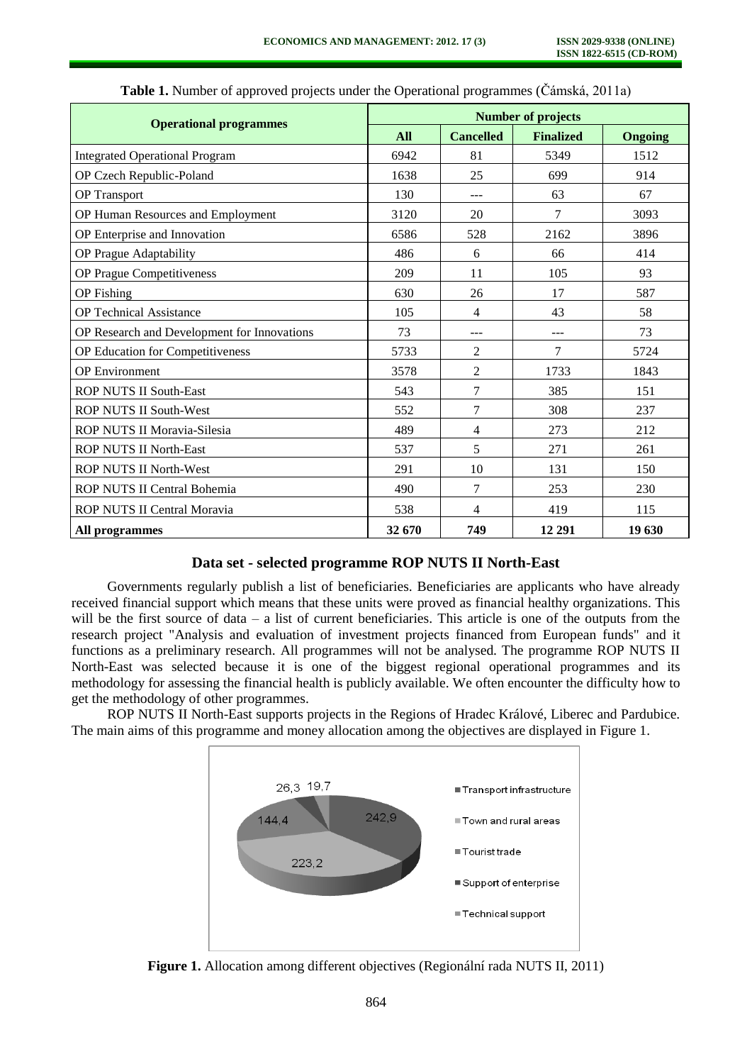**Table 1.** Number of approved projects under the Operational programmes (Čámská, 2011a)

| Operational programmes | Number of projects | | | |
|---|---|---|---|---|
| | All | Cancelled | Finalized | Ongoing |
| Integrated Operational Program | 6942 | 81 | 5349 | 1512 |
| OP Czech Republic-Poland | 1638 | 25 | 699 | 914 |
| OP Transport | 130 | --- | 63 | 67 |
| OP Human Resources and Employment | 3120 | 20 | 7 | 3093 |
| OP Enterprise and Innovation | 6586 | 528 | 2162 | 3896 |
| OP Prague Adaptability | 486 | 6 | 66 | 414 |
| OP Prague Competitiveness | 209 | 11 | 105 | 93 |
| OP Fishing | 630 | 26 | 17 | 587 |
| OP Technical Assistance | 105 | 4 | 43 | 58 |
| OP Research and Development for Innovations | 73 | --- | --- | 73 |
| OP Education for Competitiveness | 5733 | 2 | 7 | 5724 |
| OP Environment | 3578 | 2 | 1733 | 1843 |
| ROP NUTS II South-East | 543 | 7 | 385 | 151 |
| ROP NUTS II South-West | 552 | 7 | 308 | 237 |
| ROP NUTS II Moravia-Silesia | 489 | 4 | 273 | 212 |
| ROP NUTS II North-East | 537 | 5 | 271 | 261 |
| ROP NUTS II North-West | 291 | 10 | 131 | 150 |
| ROP NUTS II Central Bohemia | 490 | 7 | 253 | 230 |
| ROP NUTS II Central Moravia | 538 | 4 | 419 | 115 |
| **All programmes** | **32 670** | **749** | **12 291** | **19 630** |

## Data set - selected programme ROP NUTS II North-East

Governments regularly publish a list of beneficiaries. Beneficiaries are applicants who have already received financial support which means that these units were proved as financial healthy organizations. This will be the first source of data – a list of current beneficiaries. This article is one of the outputs from the research project "Analysis and evaluation of investment projects financed from European funds" and it functions as a preliminary research. All programmes will not be analysed. The programme ROP NUTS II North-East was selected because it is one of the biggest regional operational programmes and its methodology for assessing the financial health is publicly available. We often encounter the difficulty how to get the methodology of other programmes.

ROP NUTS II North-East supports projects in the Regions of Hradec Králové, Liberec and Pardubice. The main aims of this programme and money allocation among the objectives are displayed in Figure 1.

| Objective | Allocation |
|---|---|
| Transport infrastructure | 242,9 |
| Town and rural areas | 223,2 |
| Tourist trade | 144,4 |
| Support of enterprise | 26,3 |
| Technical support | 19,7 |

**Figure 1.** Allocation among different objectives (Regionální rada NUTS II, 2011)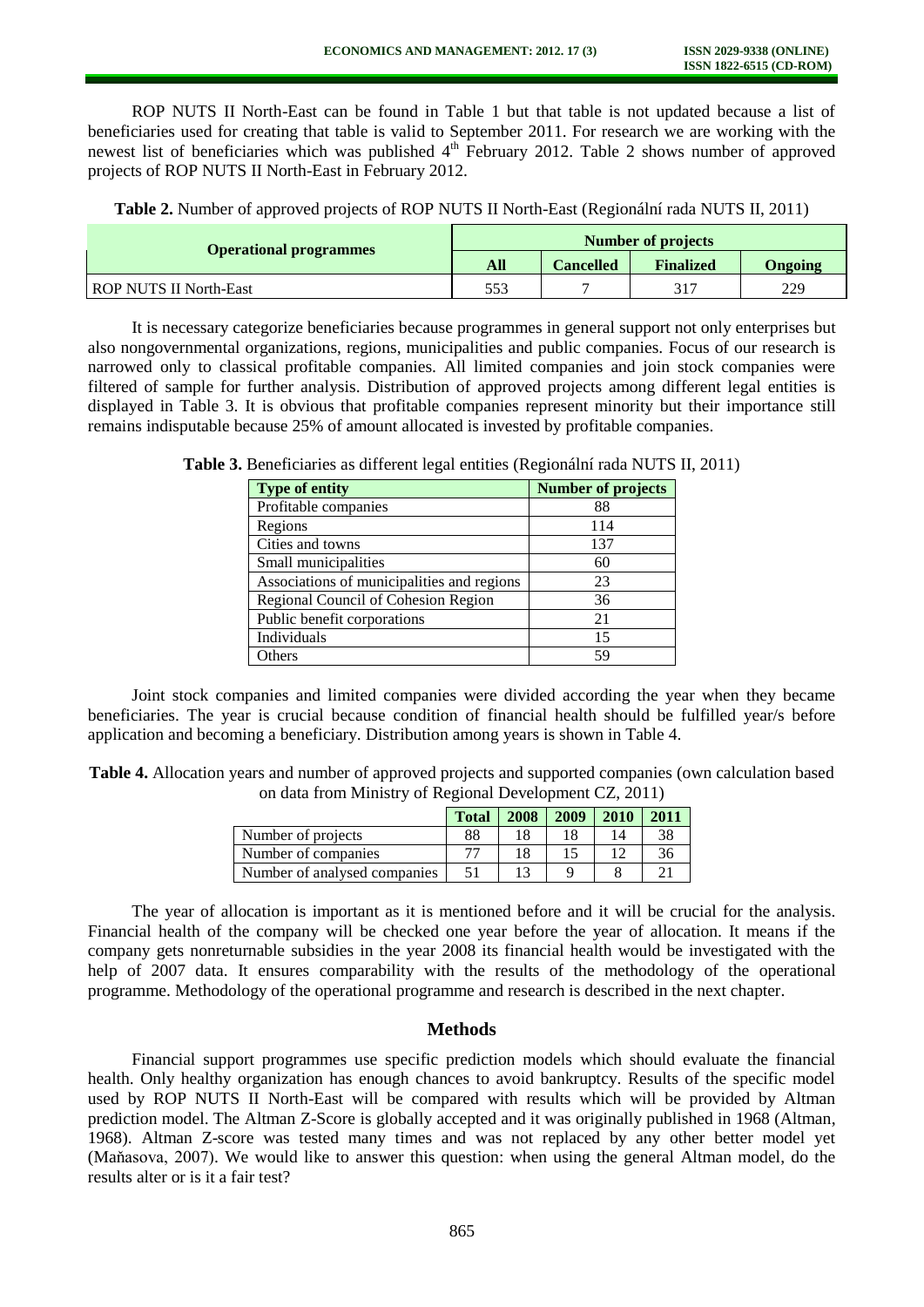ROP NUTS II North-East can be found in Table 1 but that table is not updated because a list of beneficiaries used for creating that table is valid to September 2011. For research we are working with the newest list of beneficiaries which was published 4th February 2012. Table 2 shows number of approved projects of ROP NUTS II North-East in February 2012.

**Table 2.** Number of approved projects of ROP NUTS II North-East (Regionální rada NUTS II, 2011)

| Operational programmes | Number of projects | | | |
|---|---|---|---|---|
| | All | Cancelled | Finalized | Ongoing |
| ROP NUTS II North-East | 553 | 7 | 317 | 229 |

It is necessary categorize beneficiaries because programmes in general support not only enterprises but also nongovernmental organizations, regions, municipalities and public companies. Focus of our research is narrowed only to classical profitable companies. All limited companies and join stock companies were filtered of sample for further analysis. Distribution of approved projects among different legal entities is displayed in Table 3. It is obvious that profitable companies represent minority but their importance still remains indisputable because 25% of amount allocated is invested by profitable companies.

**Table 3.** Beneficiaries as different legal entities (Regionální rada NUTS II, 2011)

| Type of entity | Number of projects |
|---|---|
| Profitable companies | 88 |
| Regions | 114 |
| Cities and towns | 137 |
| Small municipalities | 60 |
| Associations of municipalities and regions | 23 |
| Regional Council of Cohesion Region | 36 |
| Public benefit corporations | 21 |
| Individuals | 15 |
| Others | 59 |

Joint stock companies and limited companies were divided according the year when they became beneficiaries. The year is crucial because condition of financial health should be fulfilled year/s before application and becoming a beneficiary. Distribution among years is shown in Table 4.

**Table 4.** Allocation years and number of approved projects and supported companies (own calculation based on data from Ministry of Regional Development CZ, 2011)

| | Total | 2008 | 2009 | 2010 | 2011 |
|---|---|---|---|---|---|
| Number of projects | 88 | 18 | 18 | 14 | 38 |
| Number of companies | 77 | 18 | 15 | 12 | 36 |
| Number of analysed companies | 51 | 13 | 9 | 8 | 21 |

The year of allocation is important as it is mentioned before and it will be crucial for the analysis. Financial health of the company will be checked one year before the year of allocation. It means if the company gets nonreturnable subsidies in the year 2008 its financial health would be investigated with the help of 2007 data. It ensures comparability with the results of the methodology of the operational programme. Methodology of the operational programme and research is described in the next chapter.

## Methods

Financial support programmes use specific prediction models which should evaluate the financial health. Only healthy organization has enough chances to avoid bankruptcy. Results of the specific model used by ROP NUTS II North-East will be compared with results which will be provided by Altman prediction model. The Altman Z-Score is globally accepted and it was originally published in 1968 (Altman, 1968). Altman Z-score was tested many times and was not replaced by any other better model yet (Maňasova, 2007). We would like to answer this question: when using the general Altman model, do the results alter or is it a fair test?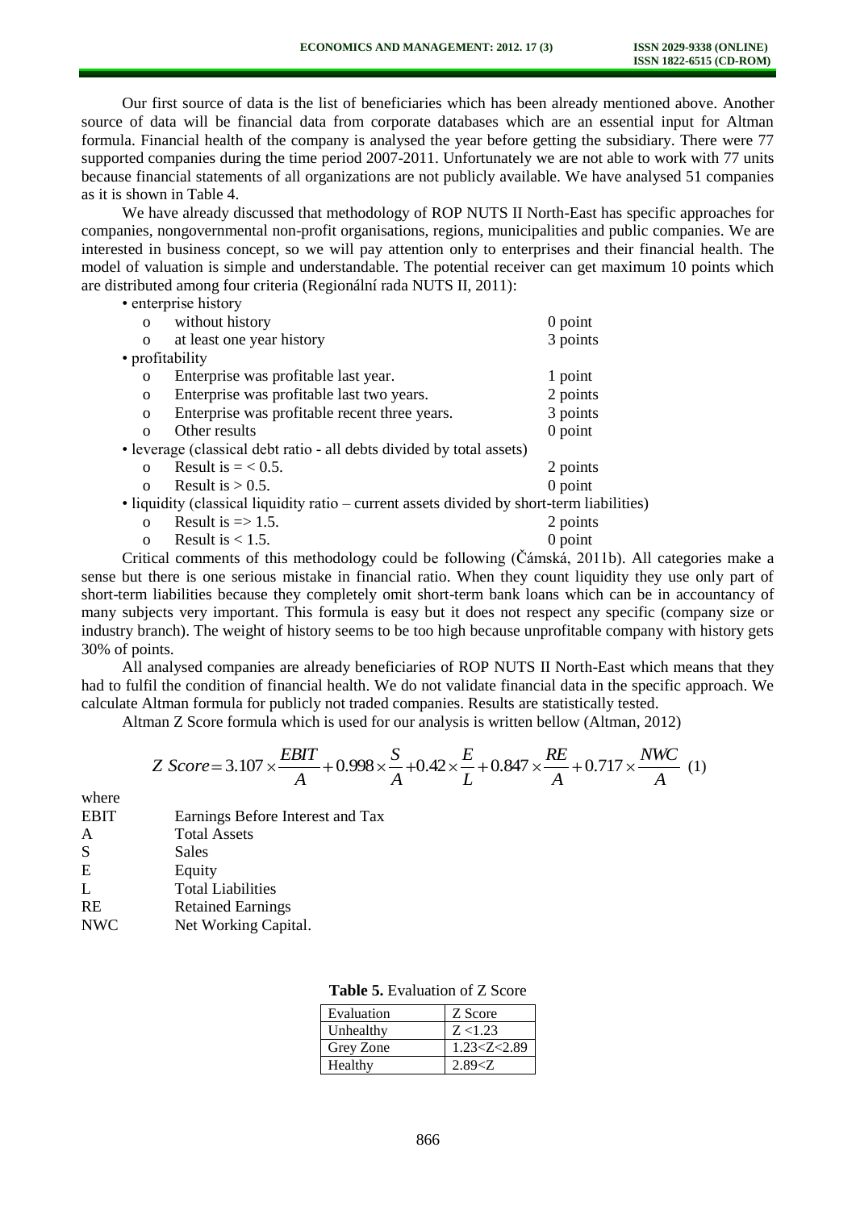Our first source of data is the list of beneficiaries which has been already mentioned above. Another source of data will be financial data from corporate databases which are an essential input for Altman formula. Financial health of the company is analysed the year before getting the subsidiary. There were 77 supported companies during the time period 2007-2011. Unfortunately we are not able to work with 77 units because financial statements of all organizations are not publicly available. We have analysed 51 companies as it is shown in Table 4.

We have already discussed that methodology of ROP NUTS II North-East has specific approaches for companies, nongovernmental non-profit organisations, regions, municipalities and public companies. We are interested in business concept, so we will pay attention only to enterprises and their financial health. The model of valuation is simple and understandable. The potential receiver can get maximum 10 points which are distributed among four criteria (Regionální rada NUTS II, 2011):

- enterprise history
  - without history — 0 point
  - at least one year history — 3 points
- profitability
  - Enterprise was profitable last year. — 1 point
  - Enterprise was profitable last two years. — 2 points
  - Enterprise was profitable recent three years. — 3 points
  - Other results — 0 point
- leverage (classical debt ratio - all debts divided by total assets)
  - Result is = < 0.5. — 2 points
  - Result is > 0.5. — 0 point
- liquidity (classical liquidity ratio – current assets divided by short-term liabilities)
  - Result is => 1.5. — 2 points
  - Result is < 1.5. — 0 point

Critical comments of this methodology could be following (Čámská, 2011b). All categories make a sense but there is one serious mistake in financial ratio. When they count liquidity they use only part of short-term liabilities because they completely omit short-term bank loans which can be in accountancy of many subjects very important. This formula is easy but it does not respect any specific (company size or industry branch). The weight of history seems to be too high because unprofitable company with history gets 30% of points.

All analysed companies are already beneficiaries of ROP NUTS II North-East which means that they had to fulfil the condition of financial health. We do not validate financial data in the specific approach. We calculate Altman formula for publicly not traded companies. Results are statistically tested.

Altman Z Score formula which is used for our analysis is written bellow (Altman, 2012)

$$Z\ Score = 3.107 \times \frac{EBIT}{A} + 0.998 \times \frac{S}{A} + 0.42 \times \frac{E}{L} + 0.847 \times \frac{RE}{A} + 0.717 \times \frac{NWC}{A} \quad (1)$$

where

| | |
|---|---|
| EBIT | Earnings Before Interest and Tax |
| A | Total Assets |
| S | Sales |
| E | Equity |
| L | Total Liabilities |
| RE | Retained Earnings |
| NWC | Net Working Capital. |

**Table 5.** Evaluation of Z Score

| Evaluation | Z Score |
|---|---|
| Unhealthy | $Z < 1.23$ |
| Grey Zone | $1.23 < Z < 2.89$ |
| Healthy | $2.89 < Z$ |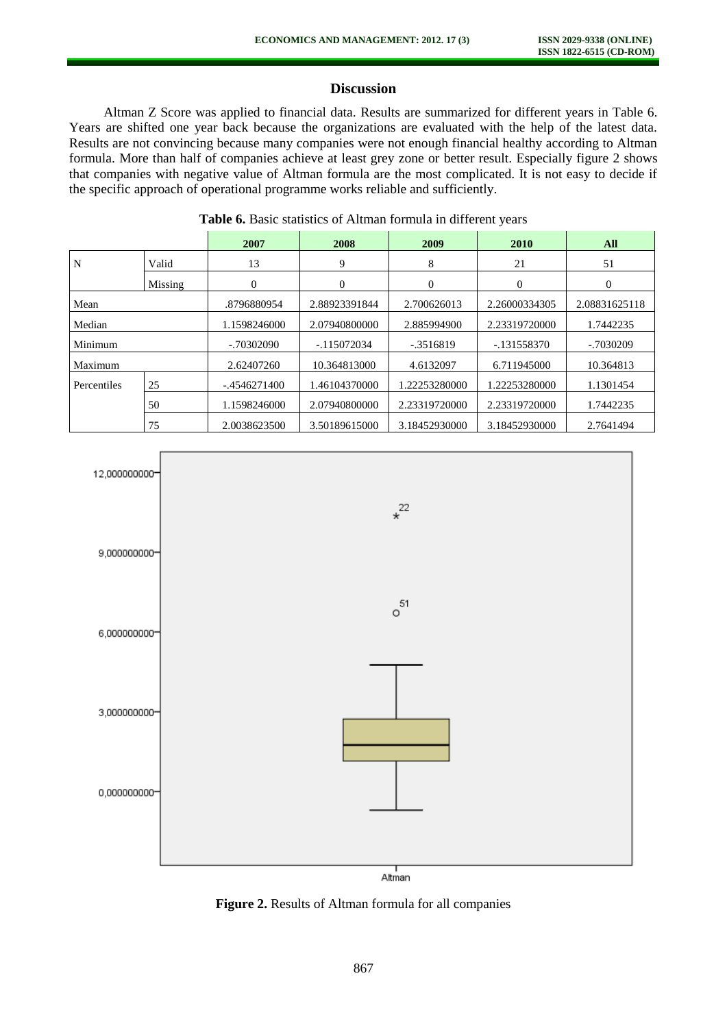## Discussion

Altman Z Score was applied to financial data. Results are summarized for different years in Table 6. Years are shifted one year back because the organizations are evaluated with the help of the latest data. Results are not convincing because many companies were not enough financial healthy according to Altman formula. More than half of companies achieve at least grey zone or better result. Especially figure 2 shows that companies with negative value of Altman formula are the most complicated. It is not easy to decide if the specific approach of operational programme works reliable and sufficiently.

**Table 6.** Basic statistics of Altman formula in different years

| | | 2007 | 2008 | 2009 | 2010 | All |
|---|---|---|---|---|---|---|
| N | Valid | 13 | 9 | 8 | 21 | 51 |
| | Missing | 0 | 0 | 0 | 0 | 0 |
| Mean | | .8796880954 | 2.88923391844 | 2.700626013 | 2.26000334305 | 2.08831625118 |
| Median | | 1.1598246000 | 2.07940800000 | 2.885994900 | 2.23319720000 | 1.7442235 |
| Minimum | | -.70302090 | -.115072034 | -.3516819 | -.131558370 | -.7030209 |
| Maximum | | 2.62407260 | 10.364813000 | 4.6132097 | 6.711945000 | 10.364813 |
| Percentiles | 25 | -.4546271400 | 1.46104370000 | 1.22253280000 | 1.22253280000 | 1.1301454 |
| | 50 | 1.1598246000 | 2.07940800000 | 2.23319720000 | 2.23319720000 | 1.7442235 |
| | 75 | 2.0038623500 | 3.50189615000 | 3.18452930000 | 3.18452930000 | 2.7641494 |

**Figure 2.** Results of Altman formula for all companies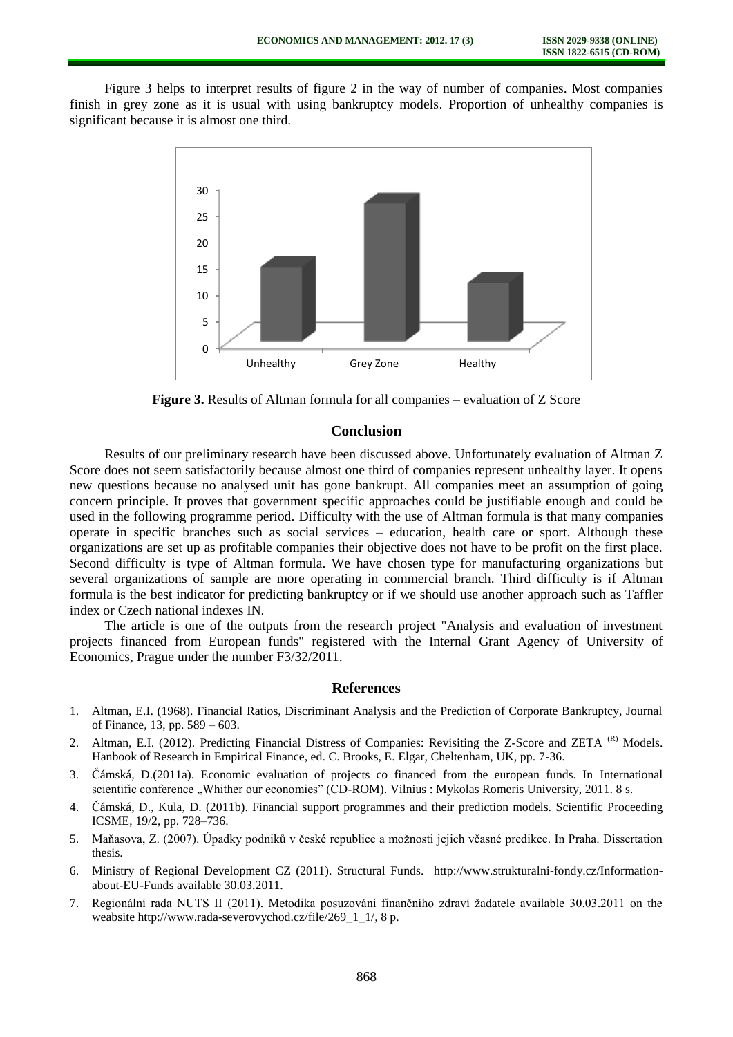Figure 3 helps to interpret results of figure 2 in the way of number of companies. Most companies finish in grey zone as it is usual with using bankruptcy models. Proportion of unhealthy companies is significant because it is almost one third.

30
25
20
15
10
5
0
Unhealthy
Grey Zone
Healthy

**Figure 3.** Results of Altman formula for all companies – evaluation of Z Score

## Conclusion

Results of our preliminary research have been discussed above. Unfortunately evaluation of Altman Z Score does not seem satisfactorily because almost one third of companies represent unhealthy layer. It opens new questions because no analysed unit has gone bankrupt. All companies meet an assumption of going concern principle. It proves that government specific approaches could be justifiable enough and could be used in the following programme period. Difficulty with the use of Altman formula is that many companies operate in specific branches such as social services – education, health care or sport. Although these organizations are set up as profitable companies their objective does not have to be profit on the first place. Second difficulty is type of Altman formula. We have chosen type for manufacturing organizations but several organizations of sample are more operating in commercial branch. Third difficulty is if Altman formula is the best indicator for predicting bankruptcy or if we should use another approach such as Taffler index or Czech national indexes IN.

The article is one of the outputs from the research project "Analysis and evaluation of investment projects financed from European funds" registered with the Internal Grant Agency of University of Economics, Prague under the number F3/32/2011.

## References

1. Altman, E.I. (1968). Financial Ratios, Discriminant Analysis and the Prediction of Corporate Bankruptcy, Journal of Finance, 13, pp. 589 – 603.
2. Altman, E.I. (2012). Predicting Financial Distress of Companies: Revisiting the Z-Score and ZETA [(R)] Models. Hanbook of Research in Empirical Finance, ed. C. Brooks, E. Elgar, Cheltenham, UK, pp. 7-36.
3. Čámská, D.(2011a). Economic evaluation of projects co financed from the european funds. In International scientific conference „Whither our economies" (CD-ROM). Vilnius : Mykolas Romeris University, 2011. 8 s.
4. Čámská, D., Kula, D. (2011b). Financial support programmes and their prediction models. Scientific Proceeding ICSME, 19/2, pp. 728–736.
5. Maňasova, Z. (2007). Úpadky podniků v české republice a možnosti jejich včasné predikce. In Praha. Dissertation thesis.
6. Ministry of Regional Development CZ (2011). Structural Funds. http://www.strukturalni-fondy.cz/Information-about-EU-Funds available 30.03.2011.
7. Regionální rada NUTS II (2011). Metodika posuzování finančního zdraví žadatele available 30.03.2011 on the weabsite http://www.rada-severovychod.cz/file/269_1_1/, 8 p.